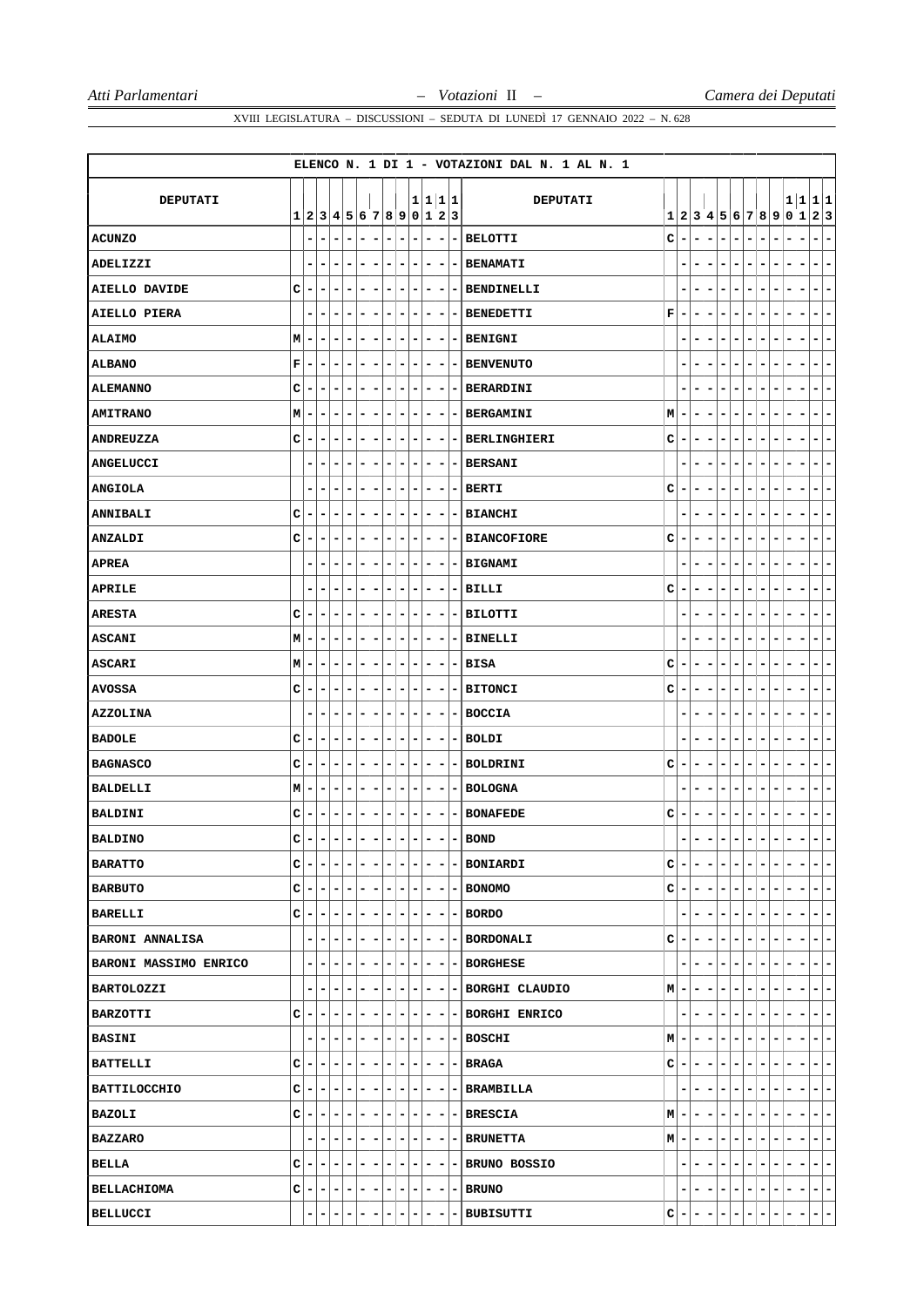XVIII LEGISLATURA – DISCUSSIONI – SEDUTA DI LUNEDÌ 17 GENNAIO 2022 – N. 628

ELENCO N. 1 DI 1 - VOTAZIONI DAL N. 1 AL N. 1

| DEPUTATI | 1 | 2 | 3 | 4 | 5 | 6 | 7 | 8 | 9 | 10 | 11 | 12 | 13 | DEPUTATI | 1 | 2 | 3 | 4 | 5 | 6 | 7 | 8 | 9 | 10 | 11 | 12 | 13 |
|---|---|---|---|---|---|---|---|---|---|---|---|---|---|---|---|---|---|---|---|---|---|---|---|---|---|---|---|
| ACUNZO | | - | - | - | - | - | - | - | - | - | - | - | - | BELOTTI | C | - | - | - | - | - | - | - | - | - | - | - | - |
| ADELIZZI | | - | - | - | - | - | - | - | - | - | - | - | - | BENAMATI | | - | - | - | - | - | - | - | - | - | - | - | - |
| AIELLO DAVIDE | C | - | - | - | - | - | - | - | - | - | - | - | - | BENDINELLI | | - | - | - | - | - | - | - | - | - | - | - | - |
| AIELLO PIERA | | - | - | - | - | - | - | - | - | - | - | - | - | BENEDETTI | F | - | - | - | - | - | - | - | - | - | - | - | - |
| ALAIMO | M | - | - | - | - | - | - | - | - | - | - | - | - | BENIGNI | | - | - | - | - | - | - | - | - | - | - | - | - |
| ALBANO | F | - | - | - | - | - | - | - | - | - | - | - | - | BENVENUTO | | - | - | - | - | - | - | - | - | - | - | - | - |
| ALEMANNO | C | - | - | - | - | - | - | - | - | - | - | - | - | BERARDINI | | - | - | - | - | - | - | - | - | - | - | - | - |
| AMITRANO | M | - | - | - | - | - | - | - | - | - | - | - | - | BERGAMINI | M | - | - | - | - | - | - | - | - | - | - | - | - |
| ANDREUZZA | C | - | - | - | - | - | - | - | - | - | - | - | - | BERLINGHIERI | C | - | - | - | - | - | - | - | - | - | - | - | - |
| ANGELUCCI | | - | - | - | - | - | - | - | - | - | - | - | - | BERSANI | | - | - | - | - | - | - | - | - | - | - | - | - |
| ANGIOLA | | - | - | - | - | - | - | - | - | - | - | - | - | BERTI | C | - | - | - | - | - | - | - | - | - | - | - | - |
| ANNIBALI | C | - | - | - | - | - | - | - | - | - | - | - | - | BIANCHI | | - | - | - | - | - | - | - | - | - | - | - | - |
| ANZALDI | C | - | - | - | - | - | - | - | - | - | - | - | - | BIANCOFIORE | C | - | - | - | - | - | - | - | - | - | - | - | - |
| APREA | | - | - | - | - | - | - | - | - | - | - | - | - | BIGNAMI | | - | - | - | - | - | - | - | - | - | - | - | - |
| APRILE | | - | - | - | - | - | - | - | - | - | - | - | - | BILLI | C | - | - | - | - | - | - | - | - | - | - | - | - |
| ARESTA | C | - | - | - | - | - | - | - | - | - | - | - | - | BILOTTI | | - | - | - | - | - | - | - | - | - | - | - | - |
| ASCANI | M | - | - | - | - | - | - | - | - | - | - | - | - | BINELLI | | - | - | - | - | - | - | - | - | - | - | - | - |
| ASCARI | M | - | - | - | - | - | - | - | - | - | - | - | - | BISA | C | - | - | - | - | - | - | - | - | - | - | - | - |
| AVOSSA | C | - | - | - | - | - | - | - | - | - | - | - | - | BITONCI | C | - | - | - | - | - | - | - | - | - | - | - | - |
| AZZOLINA | | - | - | - | - | - | - | - | - | - | - | - | - | BOCCIA | | - | - | - | - | - | - | - | - | - | - | - | - |
| BADOLE | C | - | - | - | - | - | - | - | - | - | - | - | - | BOLDI | | - | - | - | - | - | - | - | - | - | - | - | - |
| BAGNASCO | C | - | - | - | - | - | - | - | - | - | - | - | - | BOLDRINI | C | - | - | - | - | - | - | - | - | - | - | - | - |
| BALDELLI | M | - | - | - | - | - | - | - | - | - | - | - | - | BOLOGNA | | - | - | - | - | - | - | - | - | - | - | - | - |
| BALDINI | C | - | - | - | - | - | - | - | - | - | - | - | - | BONAFEDE | C | - | - | - | - | - | - | - | - | - | - | - | - |
| BALDINO | C | - | - | - | - | - | - | - | - | - | - | - | - | BOND | | - | - | - | - | - | - | - | - | - | - | - | - |
| BARATTO | C | - | - | - | - | - | - | - | - | - | - | - | - | BONIARDI | C | - | - | - | - | - | - | - | - | - | - | - | - |
| BARBUTO | C | - | - | - | - | - | - | - | - | - | - | - | - | BONOMO | C | - | - | - | - | - | - | - | - | - | - | - | - |
| BARELLI | C | - | - | - | - | - | - | - | - | - | - | - | - | BORDO | | - | - | - | - | - | - | - | - | - | - | - | - |
| BARONI ANNALISA | | - | - | - | - | - | - | - | - | - | - | - | - | BORDONALI | C | - | - | - | - | - | - | - | - | - | - | - | - |
| BARONI MASSIMO ENRICO | | - | - | - | - | - | - | - | - | - | - | - | - | BORGHESE | | - | - | - | - | - | - | - | - | - | - | - | - |
| BARTOLOZZI | | - | - | - | - | - | - | - | - | - | - | - | - | BORGHI CLAUDIO | M | - | - | - | - | - | - | - | - | - | - | - | - |
| BARZOTTI | C | - | - | - | - | - | - | - | - | - | - | - | - | BORGHI ENRICO | | - | - | - | - | - | - | - | - | - | - | - | - |
| BASINI | | - | - | - | - | - | - | - | - | - | - | - | - | BOSCHI | M | - | - | - | - | - | - | - | - | - | - | - | - |
| BATTELLI | C | - | - | - | - | - | - | - | - | - | - | - | - | BRAGA | C | - | - | - | - | - | - | - | - | - | - | - | - |
| BATTILOCCHIO | C | - | - | - | - | - | - | - | - | - | - | - | - | BRAMBILLA | | - | - | - | - | - | - | - | - | - | - | - | - |
| BAZOLI | C | - | - | - | - | - | - | - | - | - | - | - | - | BRESCIA | M | - | - | - | - | - | - | - | - | - | - | - | - |
| BAZZARO | | - | - | - | - | - | - | - | - | - | - | - | - | BRUNETTA | M | - | - | - | - | - | - | - | - | - | - | - | - |
| BELLA | C | - | - | - | - | - | - | - | - | - | - | - | - | BRUNO BOSSIO | | - | - | - | - | - | - | - | - | - | - | - | - |
| BELLACHIOMA | C | - | - | - | - | - | - | - | - | - | - | - | - | BRUNO | | - | - | - | - | - | - | - | - | - | - | - | - |
| BELLUCCI | | - | - | - | - | - | - | - | - | - | - | - | - | BUBISUTTI | C | - | - | - | - | - | - | - | - | - | - | - | - |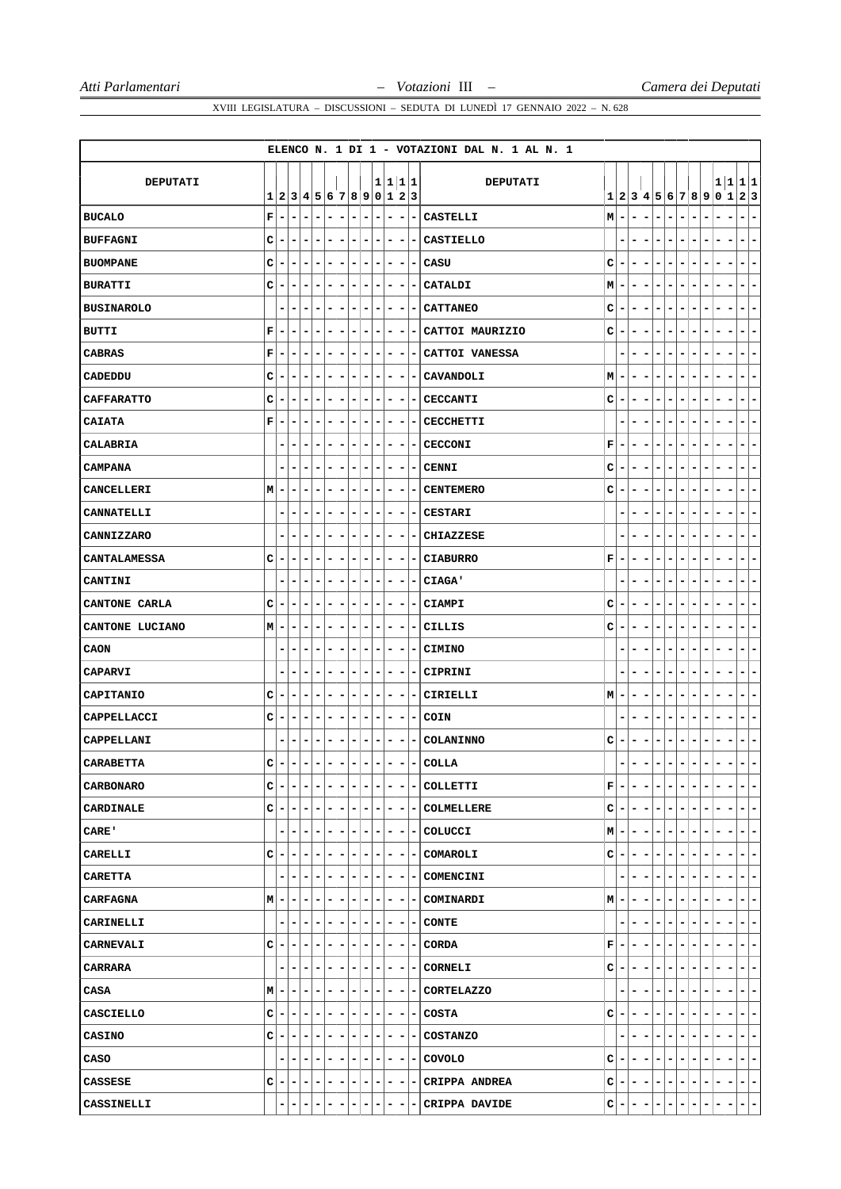ELENCO N. 1 DI 1 - VOTAZIONI DAL N. 1 AL N. 1

| DEPUTATI | 1 | 2 | 3 | 4 | 5 | 6 | 7 | 8 | 9 | 10 | 11 | 12 | 13 | DEPUTATI | 1 | 2 | 3 | 4 | 5 | 6 | 7 | 8 | 9 | 10 | 11 | 12 | 13 |
|---|---|---|---|---|---|---|---|---|---|---|---|---|---|---|---|---|---|---|---|---|---|---|---|---|---|---|---|
| BUCALO | F | - | - | - | - | - | - | - | - | - | - | - | - | CASTELLI | M | - | - | - | - | - | - | - | - | - | - | - | - |
| BUFFAGNI | C | - | - | - | - | - | - | - | - | - | - | - | - | CASTIELLO | | - | - | - | - | - | - | - | - | - | - | - | - |
| BUOMPANE | C | - | - | - | - | - | - | - | - | - | - | - | - | CASU | C | - | - | - | - | - | - | - | - | - | - | - | - |
| BURATTI | C | - | - | - | - | - | - | - | - | - | - | - | - | CATALDI | M | - | - | - | - | - | - | - | - | - | - | - | - |
| BUSINAROLO | | - | - | - | - | - | - | - | - | - | - | - | - | CATTANEO | C | - | - | - | - | - | - | - | - | - | - | - | - |
| BUTTI | F | - | - | - | - | - | - | - | - | - | - | - | - | CATTOI MAURIZIO | C | - | - | - | - | - | - | - | - | - | - | - | - |
| CABRAS | F | - | - | - | - | - | - | - | - | - | - | - | - | CATTOI VANESSA | | - | - | - | - | - | - | - | - | - | - | - | - |
| CADEDDU | C | - | - | - | - | - | - | - | - | - | - | - | - | CAVANDOLI | M | - | - | - | - | - | - | - | - | - | - | - | - |
| CAFFARATTO | C | - | - | - | - | - | - | - | - | - | - | - | - | CECCANTI | C | - | - | - | - | - | - | - | - | - | - | - | - |
| CAIATA | F | - | - | - | - | - | - | - | - | - | - | - | - | CECCHETTI | | - | - | - | - | - | - | - | - | - | - | - | - |
| CALABRIA | | - | - | - | - | - | - | - | - | - | - | - | - | CECCONI | F | - | - | - | - | - | - | - | - | - | - | - | - |
| CAMPANA | | - | - | - | - | - | - | - | - | - | - | - | - | CENNI | C | - | - | - | - | - | - | - | - | - | - | - | - |
| CANCELLERI | M | - | - | - | - | - | - | - | - | - | - | - | - | CENTEMERO | C | - | - | - | - | - | - | - | - | - | - | - | - |
| CANNATELLI | | - | - | - | - | - | - | - | - | - | - | - | - | CESTARI | | - | - | - | - | - | - | - | - | - | - | - | - |
| CANNIZZARO | | - | - | - | - | - | - | - | - | - | - | - | - | CHIAZZESE | | - | - | - | - | - | - | - | - | - | - | - | - |
| CANTALAMESSA | C | - | - | - | - | - | - | - | - | - | - | - | - | CIABURRO | F | - | - | - | - | - | - | - | - | - | - | - | - |
| CANTINI | | - | - | - | - | - | - | - | - | - | - | - | - | CIAGA' | | - | - | - | - | - | - | - | - | - | - | - | - |
| CANTONE CARLA | C | - | - | - | - | - | - | - | - | - | - | - | - | CIAMPI | C | - | - | - | - | - | - | - | - | - | - | - | - |
| CANTONE LUCIANO | M | - | - | - | - | - | - | - | - | - | - | - | - | CILLIS | C | - | - | - | - | - | - | - | - | - | - | - | - |
| CAON | | - | - | - | - | - | - | - | - | - | - | - | - | CIMINO | | - | - | - | - | - | - | - | - | - | - | - | - |
| CAPARVI | | - | - | - | - | - | - | - | - | - | - | - | - | CIPRINI | | - | - | - | - | - | - | - | - | - | - | - | - |
| CAPITANIO | C | - | - | - | - | - | - | - | - | - | - | - | - | CIRIELLI | M | - | - | - | - | - | - | - | - | - | - | - | - |
| CAPPELLACCI | C | - | - | - | - | - | - | - | - | - | - | - | - | COIN | | - | - | - | - | - | - | - | - | - | - | - | - |
| CAPPELLANI | | - | - | - | - | - | - | - | - | - | - | - | - | COLANINNO | C | - | - | - | - | - | - | - | - | - | - | - | - |
| CARABETTA | C | - | - | - | - | - | - | - | - | - | - | - | - | COLLA | | - | - | - | - | - | - | - | - | - | - | - | - |
| CARBONARO | C | - | - | - | - | - | - | - | - | - | - | - | - | COLLETTI | F | - | - | - | - | - | - | - | - | - | - | - | - |
| CARDINALE | C | - | - | - | - | - | - | - | - | - | - | - | - | COLMELLERE | C | - | - | - | - | - | - | - | - | - | - | - | - |
| CARE' | | - | - | - | - | - | - | - | - | - | - | - | - | COLUCCI | M | - | - | - | - | - | - | - | - | - | - | - | - |
| CARELLI | C | - | - | - | - | - | - | - | - | - | - | - | - | COMAROLI | C | - | - | - | - | - | - | - | - | - | - | - | - |
| CARETTA | | - | - | - | - | - | - | - | - | - | - | - | - | COMENCINI | | - | - | - | - | - | - | - | - | - | - | - | - |
| CARFAGNA | M | - | - | - | - | - | - | - | - | - | - | - | - | COMINARDI | M | - | - | - | - | - | - | - | - | - | - | - | - |
| CARINELLI | | - | - | - | - | - | - | - | - | - | - | - | - | CONTE | | - | - | - | - | - | - | - | - | - | - | - | - |
| CARNEVALI | C | - | - | - | - | - | - | - | - | - | - | - | - | CORDA | F | - | - | - | - | - | - | - | - | - | - | - | - |
| CARRARA | | - | - | - | - | - | - | - | - | - | - | - | - | CORNELI | C | - | - | - | - | - | - | - | - | - | - | - | - |
| CASA | M | - | - | - | - | - | - | - | - | - | - | - | - | CORTELAZZO | | - | - | - | - | - | - | - | - | - | - | - | - |
| CASCIELLO | C | - | - | - | - | - | - | - | - | - | - | - | - | COSTA | C | - | - | - | - | - | - | - | - | - | - | - | - |
| CASINO | C | - | - | - | - | - | - | - | - | - | - | - | - | COSTANZO | | - | - | - | - | - | - | - | - | - | - | - | - |
| CASO | | - | - | - | - | - | - | - | - | - | - | - | - | COVOLO | C | - | - | - | - | - | - | - | - | - | - | - | - |
| CASSESE | C | - | - | - | - | - | - | - | - | - | - | - | - | CRIPPA ANDREA | C | - | - | - | - | - | - | - | - | - | - | - | - |
| CASSINELLI | | - | - | - | - | - | - | - | - | - | - | - | - | CRIPPA DAVIDE | C | - | - | - | - | - | - | - | - | - | - | - | - |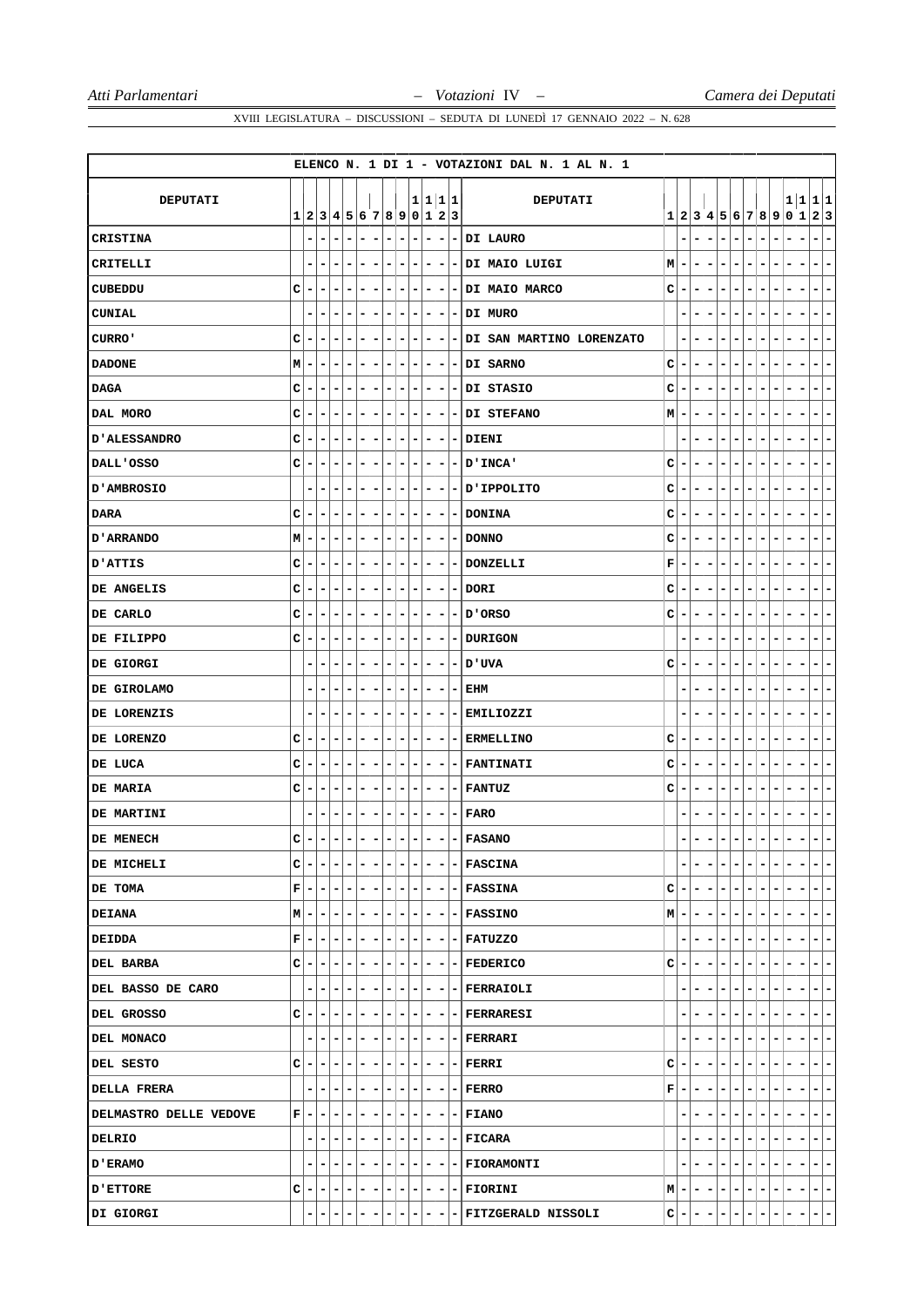ELENCO N. 1 DI 1 - VOTAZIONI DAL N. 1 AL N. 1

| DEPUTATI | 1 | 2 | 3 | 4 | 5 | 6 | 7 | 8 | 9 | 10 | 11 | 12 | 13 | DEPUTATI | 1 | 2 | 3 | 4 | 5 | 6 | 7 | 8 | 9 | 10 | 11 | 12 | 13 |
|---|---|---|---|---|---|---|---|---|---|---|---|---|---|---|---|---|---|---|---|---|---|---|---|---|---|---|---|
| CRISTINA | | - | - | - | - | - | - | - | - | - | - | - | - | DI LAURO | | - | - | - | - | - | - | - | - | - | - | - | - |
| CRITELLI | | - | - | - | - | - | - | - | - | - | - | - | - | DI MAIO LUIGI | M | - | - | - | - | - | - | - | - | - | - | - | - |
| CUBEDDU | C | - | - | - | - | - | - | - | - | - | - | - | - | DI MAIO MARCO | C | - | - | - | - | - | - | - | - | - | - | - | - |
| CUNIAL | | - | - | - | - | - | - | - | - | - | - | - | - | DI MURO | | - | - | - | - | - | - | - | - | - | - | - | - |
| CURRO' | C | - | - | - | - | - | - | - | - | - | - | - | - | DI SAN MARTINO LORENZATO | | - | - | - | - | - | - | - | - | - | - | - | - |
| DADONE | M | - | - | - | - | - | - | - | - | - | - | - | - | DI SARNO | C | - | - | - | - | - | - | - | - | - | - | - | - |
| DAGA | C | - | - | - | - | - | - | - | - | - | - | - | - | DI STASIO | C | - | - | - | - | - | - | - | - | - | - | - | - |
| DAL MORO | C | - | - | - | - | - | - | - | - | - | - | - | - | DI STEFANO | M | - | - | - | - | - | - | - | - | - | - | - | - |
| D'ALESSANDRO | C | - | - | - | - | - | - | - | - | - | - | - | - | DIENI | | - | - | - | - | - | - | - | - | - | - | - | - |
| DALL'OSSO | C | - | - | - | - | - | - | - | - | - | - | - | - | D'INCA' | C | - | - | - | - | - | - | - | - | - | - | - | - |
| D'AMBROSIO | | - | - | - | - | - | - | - | - | - | - | - | - | D'IPPOLITO | C | - | - | - | - | - | - | - | - | - | - | - | - |
| DARA | C | - | - | - | - | - | - | - | - | - | - | - | - | DONINA | C | - | - | - | - | - | - | - | - | - | - | - | - |
| D'ARRANDO | M | - | - | - | - | - | - | - | - | - | - | - | - | DONNO | C | - | - | - | - | - | - | - | - | - | - | - | - |
| D'ATTIS | C | - | - | - | - | - | - | - | - | - | - | - | - | DONZELLI | F | - | - | - | - | - | - | - | - | - | - | - | - |
| DE ANGELIS | C | - | - | - | - | - | - | - | - | - | - | - | - | DORI | C | - | - | - | - | - | - | - | - | - | - | - | - |
| DE CARLO | C | - | - | - | - | - | - | - | - | - | - | - | - | D'ORSO | C | - | - | - | - | - | - | - | - | - | - | - | - |
| DE FILIPPO | C | - | - | - | - | - | - | - | - | - | - | - | - | DURIGON | | - | - | - | - | - | - | - | - | - | - | - | - |
| DE GIORGI | | - | - | - | - | - | - | - | - | - | - | - | - | D'UVA | C | - | - | - | - | - | - | - | - | - | - | - | - |
| DE GIROLAMO | | - | - | - | - | - | - | - | - | - | - | - | - | EHM | | - | - | - | - | - | - | - | - | - | - | - | - |
| DE LORENZIS | | - | - | - | - | - | - | - | - | - | - | - | - | EMILIOZZI | | - | - | - | - | - | - | - | - | - | - | - | - |
| DE LORENZO | C | - | - | - | - | - | - | - | - | - | - | - | - | ERMELLINO | C | - | - | - | - | - | - | - | - | - | - | - | - |
| DE LUCA | C | - | - | - | - | - | - | - | - | - | - | - | - | FANTINATI | C | - | - | - | - | - | - | - | - | - | - | - | - |
| DE MARIA | C | - | - | - | - | - | - | - | - | - | - | - | - | FANTUZ | C | - | - | - | - | - | - | - | - | - | - | - | - |
| DE MARTINI | | - | - | - | - | - | - | - | - | - | - | - | - | FARO | | - | - | - | - | - | - | - | - | - | - | - | - |
| DE MENECH | C | - | - | - | - | - | - | - | - | - | - | - | - | FASANO | | - | - | - | - | - | - | - | - | - | - | - | - |
| DE MICHELI | C | - | - | - | - | - | - | - | - | - | - | - | - | FASCINA | | - | - | - | - | - | - | - | - | - | - | - | - |
| DE TOMA | F | - | - | - | - | - | - | - | - | - | - | - | - | FASSINA | C | - | - | - | - | - | - | - | - | - | - | - | - |
| DEIANA | M | - | - | - | - | - | - | - | - | - | - | - | - | FASSINO | M | - | - | - | - | - | - | - | - | - | - | - | - |
| DEIDDA | F | - | - | - | - | - | - | - | - | - | - | - | - | FATUZZO | | - | - | - | - | - | - | - | - | - | - | - | - |
| DEL BARBA | C | - | - | - | - | - | - | - | - | - | - | - | - | FEDERICO | C | - | - | - | - | - | - | - | - | - | - | - | - |
| DEL BASSO DE CARO | | - | - | - | - | - | - | - | - | - | - | - | - | FERRAIOLI | | - | - | - | - | - | - | - | - | - | - | - | - |
| DEL GROSSO | C | - | - | - | - | - | - | - | - | - | - | - | - | FERRARESI | | - | - | - | - | - | - | - | - | - | - | - | - |
| DEL MONACO | | - | - | - | - | - | - | - | - | - | - | - | - | FERRARI | | - | - | - | - | - | - | - | - | - | - | - | - |
| DEL SESTO | C | - | - | - | - | - | - | - | - | - | - | - | - | FERRI | C | - | - | - | - | - | - | - | - | - | - | - | - |
| DELLA FRERA | | - | - | - | - | - | - | - | - | - | - | - | - | FERRO | F | - | - | - | - | - | - | - | - | - | - | - | - |
| DELMASTRO DELLE VEDOVE | F | - | - | - | - | - | - | - | - | - | - | - | - | FIANO | | - | - | - | - | - | - | - | - | - | - | - | - |
| DELRIO | | - | - | - | - | - | - | - | - | - | - | - | - | FICARA | | - | - | - | - | - | - | - | - | - | - | - | - |
| D'ERAMO | | - | - | - | - | - | - | - | - | - | - | - | - | FIORAMONTI | | - | - | - | - | - | - | - | - | - | - | - | - |
| D'ETTORE | C | - | - | - | - | - | - | - | - | - | - | - | - | FIORINI | M | - | - | - | - | - | - | - | - | - | - | - | - |
| DI GIORGI | | - | - | - | - | - | - | - | - | - | - | - | - | FITZGERALD NISSOLI | C | - | - | - | - | - | - | - | - | - | - | - | - |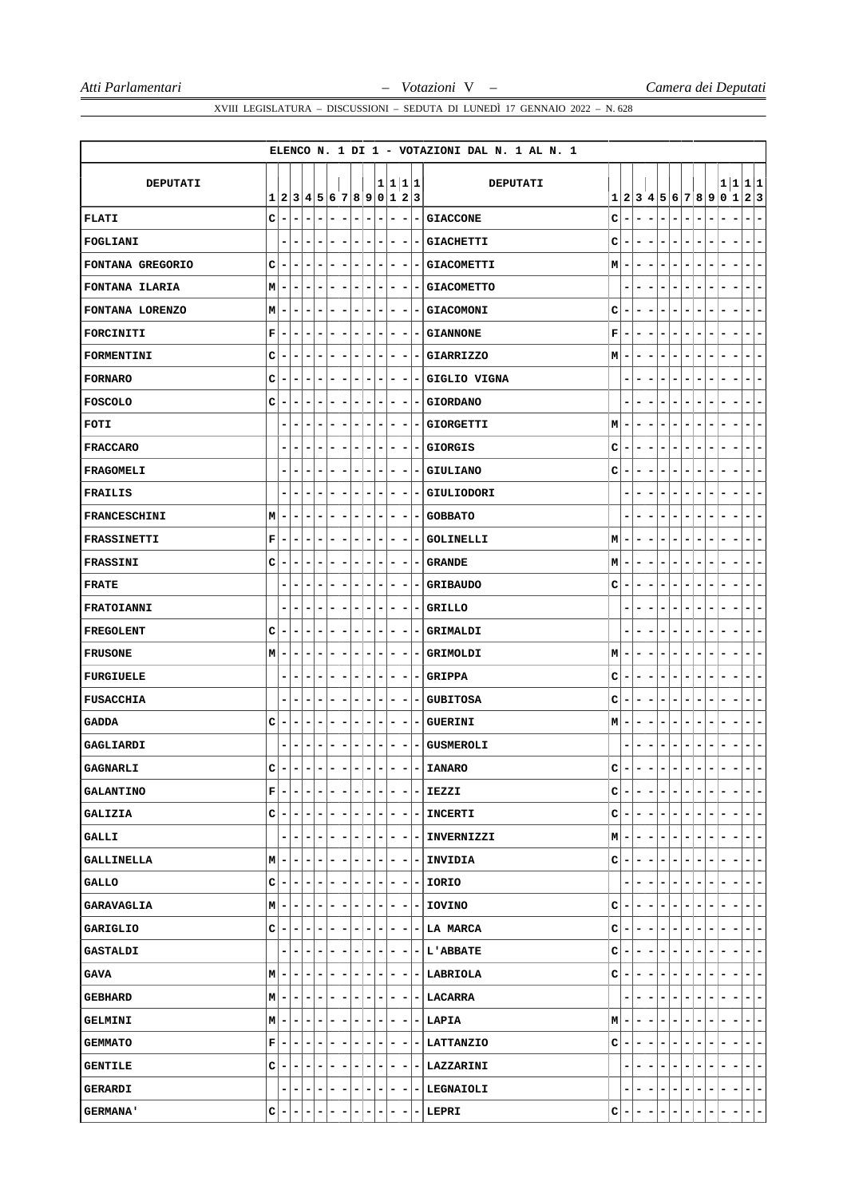ELENCO N. 1 DI 1 - VOTAZIONI DAL N. 1 AL N. 1

| DEPUTATI | 1 | 2 | 3 | 4 | 5 | 6 | 7 | 8 | 9 | 10 | 11 | 12 | 13 | DEPUTATI | 1 | 2 | 3 | 4 | 5 | 6 | 7 | 8 | 9 | 10 | 11 | 12 | 13 |
|---|---|---|---|---|---|---|---|---|---|---|---|---|---|---|---|---|---|---|---|---|---|---|---|---|---|---|---|
| FLATI | C | - | - | - | - | - | - | - | - | - | - | - | - | GIACCONE | C | - | - | - | - | - | - | - | - | - | - | - | - |
| FOGLIANI | | - | - | - | - | - | - | - | - | - | - | - | - | GIACHETTI | C | - | - | - | - | - | - | - | - | - | - | - | - |
| FONTANA GREGORIO | C | - | - | - | - | - | - | - | - | - | - | - | - | GIACOMETTI | M | - | - | - | - | - | - | - | - | - | - | - | - |
| FONTANA ILARIA | M | - | - | - | - | - | - | - | - | - | - | - | - | GIACOMETTO | | - | - | - | - | - | - | - | - | - | - | - | - |
| FONTANA LORENZO | M | - | - | - | - | - | - | - | - | - | - | - | - | GIACOMONI | C | - | - | - | - | - | - | - | - | - | - | - | - |
| FORCINITI | F | - | - | - | - | - | - | - | - | - | - | - | - | GIANNONE | F | - | - | - | - | - | - | - | - | - | - | - | - |
| FORMENTINI | C | - | - | - | - | - | - | - | - | - | - | - | - | GIARRIZZO | M | - | - | - | - | - | - | - | - | - | - | - | - |
| FORNARO | C | - | - | - | - | - | - | - | - | - | - | - | - | GIGLIO VIGNA | | - | - | - | - | - | - | - | - | - | - | - | - |
| FOSCOLO | C | - | - | - | - | - | - | - | - | - | - | - | - | GIORDANO | | - | - | - | - | - | - | - | - | - | - | - | - |
| FOTI | | - | - | - | - | - | - | - | - | - | - | - | - | GIORGETTI | M | - | - | - | - | - | - | - | - | - | - | - | - |
| FRACCARO | | - | - | - | - | - | - | - | - | - | - | - | - | GIORGIS | C | - | - | - | - | - | - | - | - | - | - | - | - |
| FRAGOMELI | | - | - | - | - | - | - | - | - | - | - | - | - | GIULIANO | C | - | - | - | - | - | - | - | - | - | - | - | - |
| FRAILIS | | - | - | - | - | - | - | - | - | - | - | - | - | GIULIODORI | | - | - | - | - | - | - | - | - | - | - | - | - |
| FRANCESCHINI | M | - | - | - | - | - | - | - | - | - | - | - | - | GOBBATO | | - | - | - | - | - | - | - | - | - | - | - | - |
| FRASSINETTI | F | - | - | - | - | - | - | - | - | - | - | - | - | GOLINELLI | M | - | - | - | - | - | - | - | - | - | - | - | - |
| FRASSINI | C | - | - | - | - | - | - | - | - | - | - | - | - | GRANDE | M | - | - | - | - | - | - | - | - | - | - | - | - |
| FRATE | | - | - | - | - | - | - | - | - | - | - | - | - | GRIBAUDO | C | - | - | - | - | - | - | - | - | - | - | - | - |
| FRATOIANNI | | - | - | - | - | - | - | - | - | - | - | - | - | GRILLO | | - | - | - | - | - | - | - | - | - | - | - | - |
| FREGOLENT | C | - | - | - | - | - | - | - | - | - | - | - | - | GRIMALDI | | - | - | - | - | - | - | - | - | - | - | - | - |
| FRUSONE | M | - | - | - | - | - | - | - | - | - | - | - | - | GRIMOLDI | M | - | - | - | - | - | - | - | - | - | - | - | - |
| FURGIUELE | | - | - | - | - | - | - | - | - | - | - | - | - | GRIPPA | C | - | - | - | - | - | - | - | - | - | - | - | - |
| FUSACCHIA | | - | - | - | - | - | - | - | - | - | - | - | - | GUBITOSA | C | - | - | - | - | - | - | - | - | - | - | - | - |
| GADDA | C | - | - | - | - | - | - | - | - | - | - | - | - | GUERINI | M | - | - | - | - | - | - | - | - | - | - | - | - |
| GAGLIARDI | | - | - | - | - | - | - | - | - | - | - | - | - | GUSMEROLI | | - | - | - | - | - | - | - | - | - | - | - | - |
| GAGNARLI | C | - | - | - | - | - | - | - | - | - | - | - | - | IANARO | C | - | - | - | - | - | - | - | - | - | - | - | - |
| GALANTINO | F | - | - | - | - | - | - | - | - | - | - | - | - | IEZZI | C | - | - | - | - | - | - | - | - | - | - | - | - |
| GALIZIA | C | - | - | - | - | - | - | - | - | - | - | - | - | INCERTI | C | - | - | - | - | - | - | - | - | - | - | - | - |
| GALLI | | - | - | - | - | - | - | - | - | - | - | - | - | INVERNIZZI | M | - | - | - | - | - | - | - | - | - | - | - | - |
| GALLINELLA | M | - | - | - | - | - | - | - | - | - | - | - | - | INVIDIA | C | - | - | - | - | - | - | - | - | - | - | - | - |
| GALLO | C | - | - | - | - | - | - | - | - | - | - | - | - | IORIO | | - | - | - | - | - | - | - | - | - | - | - | - |
| GARAVAGLIA | M | - | - | - | - | - | - | - | - | - | - | - | - | IOVINO | C | - | - | - | - | - | - | - | - | - | - | - | - |
| GARIGLIO | C | - | - | - | - | - | - | - | - | - | - | - | - | LA MARCA | C | - | - | - | - | - | - | - | - | - | - | - | - |
| GASTALDI | | - | - | - | - | - | - | - | - | - | - | - | - | L'ABBATE | C | - | - | - | - | - | - | - | - | - | - | - | - |
| GAVA | M | - | - | - | - | - | - | - | - | - | - | - | - | LABRIOLA | C | - | - | - | - | - | - | - | - | - | - | - | - |
| GEBHARD | M | - | - | - | - | - | - | - | - | - | - | - | - | LACARRA | | - | - | - | - | - | - | - | - | - | - | - | - |
| GELMINI | M | - | - | - | - | - | - | - | - | - | - | - | - | LAPIA | M | - | - | - | - | - | - | - | - | - | - | - | - |
| GEMMATO | F | - | - | - | - | - | - | - | - | - | - | - | - | LATTANZIO | C | - | - | - | - | - | - | - | - | - | - | - | - |
| GENTILE | C | - | - | - | - | - | - | - | - | - | - | - | - | LAZZARINI | | - | - | - | - | - | - | - | - | - | - | - | - |
| GERARDI | | - | - | - | - | - | - | - | - | - | - | - | - | LEGNAIOLI | | - | - | - | - | - | - | - | - | - | - | - | - |
| GERMANA' | C | - | - | - | - | - | - | - | - | - | - | - | - | LEPRI | C | - | - | - | - | - | - | - | - | - | - | - | - |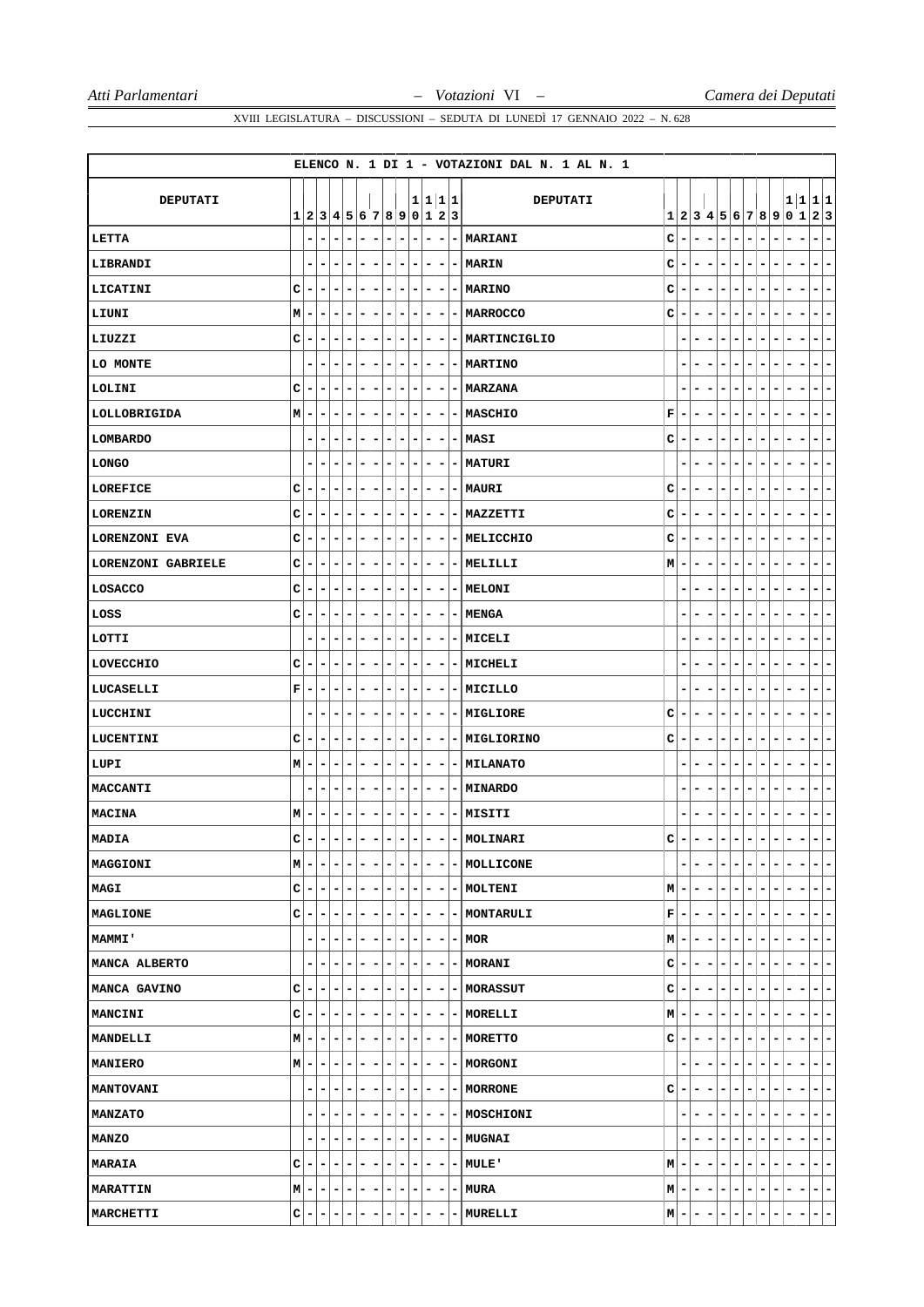ELENCO N. 1 DI 1 - VOTAZIONI DAL N. 1 AL N. 1

| DEPUTATI | 1 | 2 | 3 | 4 | 5 | 6 | 7 | 8 | 9 | 10 | 11 | 12 | 13 | DEPUTATI | 1 | 2 | 3 | 4 | 5 | 6 | 7 | 8 | 9 | 10 | 11 | 12 | 13 |
|---|---|---|---|---|---|---|---|---|---|---|---|---|---|---|---|---|---|---|---|---|---|---|---|---|---|---|---|
| LETTA | | - | - | - | - | - | - | - | - | - | - | - | - | MARIANI | C | - | - | - | - | - | - | - | - | - | - | - | - |
| LIBRANDI | | - | - | - | - | - | - | - | - | - | - | - | - | MARIN | C | - | - | - | - | - | - | - | - | - | - | - | - |
| LICATINI | C | - | - | - | - | - | - | - | - | - | - | - | - | MARINO | C | - | - | - | - | - | - | - | - | - | - | - | - |
| LIUNI | M | - | - | - | - | - | - | - | - | - | - | - | - | MARROCCO | C | - | - | - | - | - | - | - | - | - | - | - | - |
| LIUZZI | C | - | - | - | - | - | - | - | - | - | - | - | - | MARTINCIGLIO | | - | - | - | - | - | - | - | - | - | - | - | - |
| LO MONTE | | - | - | - | - | - | - | - | - | - | - | - | - | MARTINO | | - | - | - | - | - | - | - | - | - | - | - | - |
| LOLINI | C | - | - | - | - | - | - | - | - | - | - | - | - | MARZANA | | - | - | - | - | - | - | - | - | - | - | - | - |
| LOLLOBRIGIDA | M | - | - | - | - | - | - | - | - | - | - | - | - | MASCHIO | F | - | - | - | - | - | - | - | - | - | - | - | - |
| LOMBARDO | | - | - | - | - | - | - | - | - | - | - | - | - | MASI | C | - | - | - | - | - | - | - | - | - | - | - | - |
| LONGO | | - | - | - | - | - | - | - | - | - | - | - | - | MATURI | | - | - | - | - | - | - | - | - | - | - | - | - |
| LOREFICE | C | - | - | - | - | - | - | - | - | - | - | - | - | MAURI | C | - | - | - | - | - | - | - | - | - | - | - | - |
| LORENZIN | C | - | - | - | - | - | - | - | - | - | - | - | - | MAZZETTI | C | - | - | - | - | - | - | - | - | - | - | - | - |
| LORENZONI EVA | C | - | - | - | - | - | - | - | - | - | - | - | - | MELICCHIO | C | - | - | - | - | - | - | - | - | - | - | - | - |
| LORENZONI GABRIELE | C | - | - | - | - | - | - | - | - | - | - | - | - | MELILLI | M | - | - | - | - | - | - | - | - | - | - | - | - |
| LOSACCO | C | - | - | - | - | - | - | - | - | - | - | - | - | MELONI | | - | - | - | - | - | - | - | - | - | - | - | - |
| LOSS | C | - | - | - | - | - | - | - | - | - | - | - | - | MENGA | | - | - | - | - | - | - | - | - | - | - | - | - |
| LOTTI | | - | - | - | - | - | - | - | - | - | - | - | - | MICELI | | - | - | - | - | - | - | - | - | - | - | - | - |
| LOVECCHIO | C | - | - | - | - | - | - | - | - | - | - | - | - | MICHELI | | - | - | - | - | - | - | - | - | - | - | - | - |
| LUCASELLI | F | - | - | - | - | - | - | - | - | - | - | - | - | MICILLO | | - | - | - | - | - | - | - | - | - | - | - | - |
| LUCCHINI | | - | - | - | - | - | - | - | - | - | - | - | - | MIGLIORE | C | - | - | - | - | - | - | - | - | - | - | - | - |
| LUCENTINI | C | - | - | - | - | - | - | - | - | - | - | - | - | MIGLIORINO | C | - | - | - | - | - | - | - | - | - | - | - | - |
| LUPI | M | - | - | - | - | - | - | - | - | - | - | - | - | MILANATO | | - | - | - | - | - | - | - | - | - | - | - | - |
| MACCANTI | | - | - | - | - | - | - | - | - | - | - | - | - | MINARDO | | - | - | - | - | - | - | - | - | - | - | - | - |
| MACINA | M | - | - | - | - | - | - | - | - | - | - | - | - | MISITI | | - | - | - | - | - | - | - | - | - | - | - | - |
| MADIA | C | - | - | - | - | - | - | - | - | - | - | - | - | MOLINARI | C | - | - | - | - | - | - | - | - | - | - | - | - |
| MAGGIONI | M | - | - | - | - | - | - | - | - | - | - | - | - | MOLLICONE | | - | - | - | - | - | - | - | - | - | - | - | - |
| MAGI | C | - | - | - | - | - | - | - | - | - | - | - | - | MOLTENI | M | - | - | - | - | - | - | - | - | - | - | - | - |
| MAGLIONE | C | - | - | - | - | - | - | - | - | - | - | - | - | MONTARULI | F | - | - | - | - | - | - | - | - | - | - | - | - |
| MAMMI' | | - | - | - | - | - | - | - | - | - | - | - | - | MOR | M | - | - | - | - | - | - | - | - | - | - | - | - |
| MANCA ALBERTO | | - | - | - | - | - | - | - | - | - | - | - | - | MORANI | C | - | - | - | - | - | - | - | - | - | - | - | - |
| MANCA GAVINO | C | - | - | - | - | - | - | - | - | - | - | - | - | MORASSUT | C | - | - | - | - | - | - | - | - | - | - | - | - |
| MANCINI | C | - | - | - | - | - | - | - | - | - | - | - | - | MORELLI | M | - | - | - | - | - | - | - | - | - | - | - | - |
| MANDELLI | M | - | - | - | - | - | - | - | - | - | - | - | - | MORETTO | C | - | - | - | - | - | - | - | - | - | - | - | - |
| MANIERO | M | - | - | - | - | - | - | - | - | - | - | - | - | MORGONI | | - | - | - | - | - | - | - | - | - | - | - | - |
| MANTOVANI | | - | - | - | - | - | - | - | - | - | - | - | - | MORRONE | C | - | - | - | - | - | - | - | - | - | - | - | - |
| MANZATO | | - | - | - | - | - | - | - | - | - | - | - | - | MOSCHIONI | | - | - | - | - | - | - | - | - | - | - | - | - |
| MANZO | | - | - | - | - | - | - | - | - | - | - | - | - | MUGNAI | | - | - | - | - | - | - | - | - | - | - | - | - |
| MARAIA | C | - | - | - | - | - | - | - | - | - | - | - | - | MULE' | M | - | - | - | - | - | - | - | - | - | - | - | - |
| MARATTIN | M | - | - | - | - | - | - | - | - | - | - | - | - | MURA | M | - | - | - | - | - | - | - | - | - | - | - | - |
| MARCHETTI | C | - | - | - | - | - | - | - | - | - | - | - | - | MURELLI | M | - | - | - | - | - | - | - | - | - | - | - | - |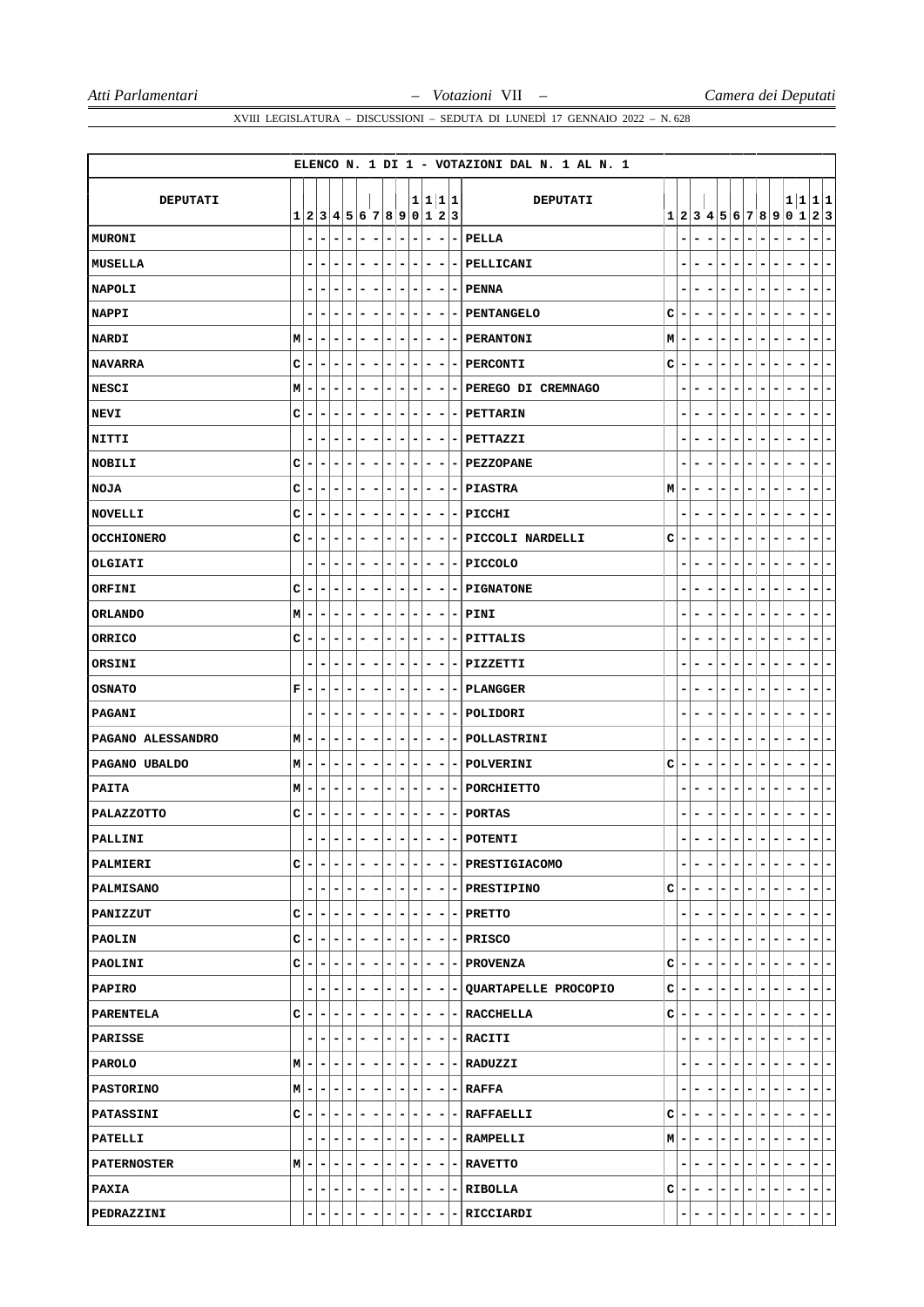| ELENCO N. 1 DI 1 - VOTAZIONI DAL N. 1 AL N. 1 | | | | | | | | | | | | | | | | | | | | | | | | | | | |
|---|---|---|---|---|---|---|---|---|---|---|---|---|---|---|---|---|---|---|---|---|---|---|---|---|---|---|---|
| DEPUTATI | 1 | 2 | 3 | 4 | 5 | 6 | 7 | 8 | 9 | 10 | 11 | 12 | 13 | DEPUTATI | 1 | 2 | 3 | 4 | 5 | 6 | 7 | 8 | 9 | 10 | 11 | 12 | 13 |
| MURONI | | - | - | - | - | - | - | - | - | - | - | - | - | PELLA | | - | - | - | - | - | - | - | - | - | - | - | - |
| MUSELLA | | - | - | - | - | - | - | - | - | - | - | - | - | PELLICANI | | - | - | - | - | - | - | - | - | - | - | - | - |
| NAPOLI | | - | - | - | - | - | - | - | - | - | - | - | - | PENNA | | - | - | - | - | - | - | - | - | - | - | - | - |
| NAPPI | | - | - | - | - | - | - | - | - | - | - | - | - | PENTANGELO | C | - | - | - | - | - | - | - | - | - | - | - | - |
| NARDI | M | - | - | - | - | - | - | - | - | - | - | - | - | PERANTONI | M | - | - | - | - | - | - | - | - | - | - | - | - |
| NAVARRA | C | - | - | - | - | - | - | - | - | - | - | - | - | PERCONTI | C | - | - | - | - | - | - | - | - | - | - | - | - |
| NESCI | M | - | - | - | - | - | - | - | - | - | - | - | - | PEREGO DI CREMNAGO | | - | - | - | - | - | - | - | - | - | - | - | - |
| NEVI | C | - | - | - | - | - | - | - | - | - | - | - | - | PETTARIN | | - | - | - | - | - | - | - | - | - | - | - | - |
| NITTI | | - | - | - | - | - | - | - | - | - | - | - | - | PETTAZZI | | - | - | - | - | - | - | - | - | - | - | - | - |
| NOBILI | C | - | - | - | - | - | - | - | - | - | - | - | - | PEZZOPANE | | - | - | - | - | - | - | - | - | - | - | - | - |
| NOJA | C | - | - | - | - | - | - | - | - | - | - | - | - | PIASTRA | M | - | - | - | - | - | - | - | - | - | - | - | - |
| NOVELLI | C | - | - | - | - | - | - | - | - | - | - | - | - | PICCHI | | - | - | - | - | - | - | - | - | - | - | - | - |
| OCCHIONERO | C | - | - | - | - | - | - | - | - | - | - | - | - | PICCOLI NARDELLI | C | - | - | - | - | - | - | - | - | - | - | - | - |
| OLGIATI | | - | - | - | - | - | - | - | - | - | - | - | - | PICCOLO | | - | - | - | - | - | - | - | - | - | - | - | - |
| ORFINI | C | - | - | - | - | - | - | - | - | - | - | - | - | PIGNATONE | | - | - | - | - | - | - | - | - | - | - | - | - |
| ORLANDO | M | - | - | - | - | - | - | - | - | - | - | - | - | PINI | | - | - | - | - | - | - | - | - | - | - | - | - |
| ORRICO | C | - | - | - | - | - | - | - | - | - | - | - | - | PITTALIS | | - | - | - | - | - | - | - | - | - | - | - | - |
| ORSINI | | - | - | - | - | - | - | - | - | - | - | - | - | PIZZETTI | | - | - | - | - | - | - | - | - | - | - | - | - |
| OSNATO | F | - | - | - | - | - | - | - | - | - | - | - | - | PLANGGER | | - | - | - | - | - | - | - | - | - | - | - | - |
| PAGANI | | - | - | - | - | - | - | - | - | - | - | - | - | POLIDORI | | - | - | - | - | - | - | - | - | - | - | - | - |
| PAGANO ALESSANDRO | M | - | - | - | - | - | - | - | - | - | - | - | - | POLLASTRINI | | - | - | - | - | - | - | - | - | - | - | - | - |
| PAGANO UBALDO | M | - | - | - | - | - | - | - | - | - | - | - | - | POLVERINI | C | - | - | - | - | - | - | - | - | - | - | - | - |
| PAITA | M | - | - | - | - | - | - | - | - | - | - | - | - | PORCHIETTO | | - | - | - | - | - | - | - | - | - | - | - | - |
| PALAZZOTTO | C | - | - | - | - | - | - | - | - | - | - | - | - | PORTAS | | - | - | - | - | - | - | - | - | - | - | - | - |
| PALLINI | | - | - | - | - | - | - | - | - | - | - | - | - | POTENTI | | - | - | - | - | - | - | - | - | - | - | - | - |
| PALMIERI | C | - | - | - | - | - | - | - | - | - | - | - | - | PRESTIGIACOMO | | - | - | - | - | - | - | - | - | - | - | - | - |
| PALMISANO | | - | - | - | - | - | - | - | - | - | - | - | - | PRESTIPINO | C | - | - | - | - | - | - | - | - | - | - | - | - |
| PANIZZUT | C | - | - | - | - | - | - | - | - | - | - | - | - | PRETTO | | - | - | - | - | - | - | - | - | - | - | - | - |
| PAOLIN | C | - | - | - | - | - | - | - | - | - | - | - | - | PRISCO | | - | - | - | - | - | - | - | - | - | - | - | - |
| PAOLINI | C | - | - | - | - | - | - | - | - | - | - | - | - | PROVENZA | C | - | - | - | - | - | - | - | - | - | - | - | - |
| PAPIRO | | - | - | - | - | - | - | - | - | - | - | - | - | QUARTAPELLE PROCOPIO | C | - | - | - | - | - | - | - | - | - | - | - | - |
| PARENTELA | C | - | - | - | - | - | - | - | - | - | - | - | - | RACCHELLA | C | - | - | - | - | - | - | - | - | - | - | - | - |
| PARISSE | | - | - | - | - | - | - | - | - | - | - | - | - | RACITI | | - | - | - | - | - | - | - | - | - | - | - | - |
| PAROLO | M | - | - | - | - | - | - | - | - | - | - | - | - | RADUZZI | | - | - | - | - | - | - | - | - | - | - | - | - |
| PASTORINO | M | - | - | - | - | - | - | - | - | - | - | - | - | RAFFA | | - | - | - | - | - | - | - | - | - | - | - | - |
| PATASSINI | C | - | - | - | - | - | - | - | - | - | - | - | - | RAFFAELLI | C | - | - | - | - | - | - | - | - | - | - | - | - |
| PATELLI | | - | - | - | - | - | - | - | - | - | - | - | - | RAMPELLI | M | - | - | - | - | - | - | - | - | - | - | - | - |
| PATERNOSTER | M | - | - | - | - | - | - | - | - | - | - | - | - | RAVETTO | | - | - | - | - | - | - | - | - | - | - | - | - |
| PAXIA | | - | - | - | - | - | - | - | - | - | - | - | - | RIBOLLA | C | - | - | - | - | - | - | - | - | - | - | - | - |
| PEDRAZZINI | | - | - | - | - | - | - | - | - | - | - | - | - | RICCIARDI | | - | - | - | - | - | - | - | - | - | - | - | - |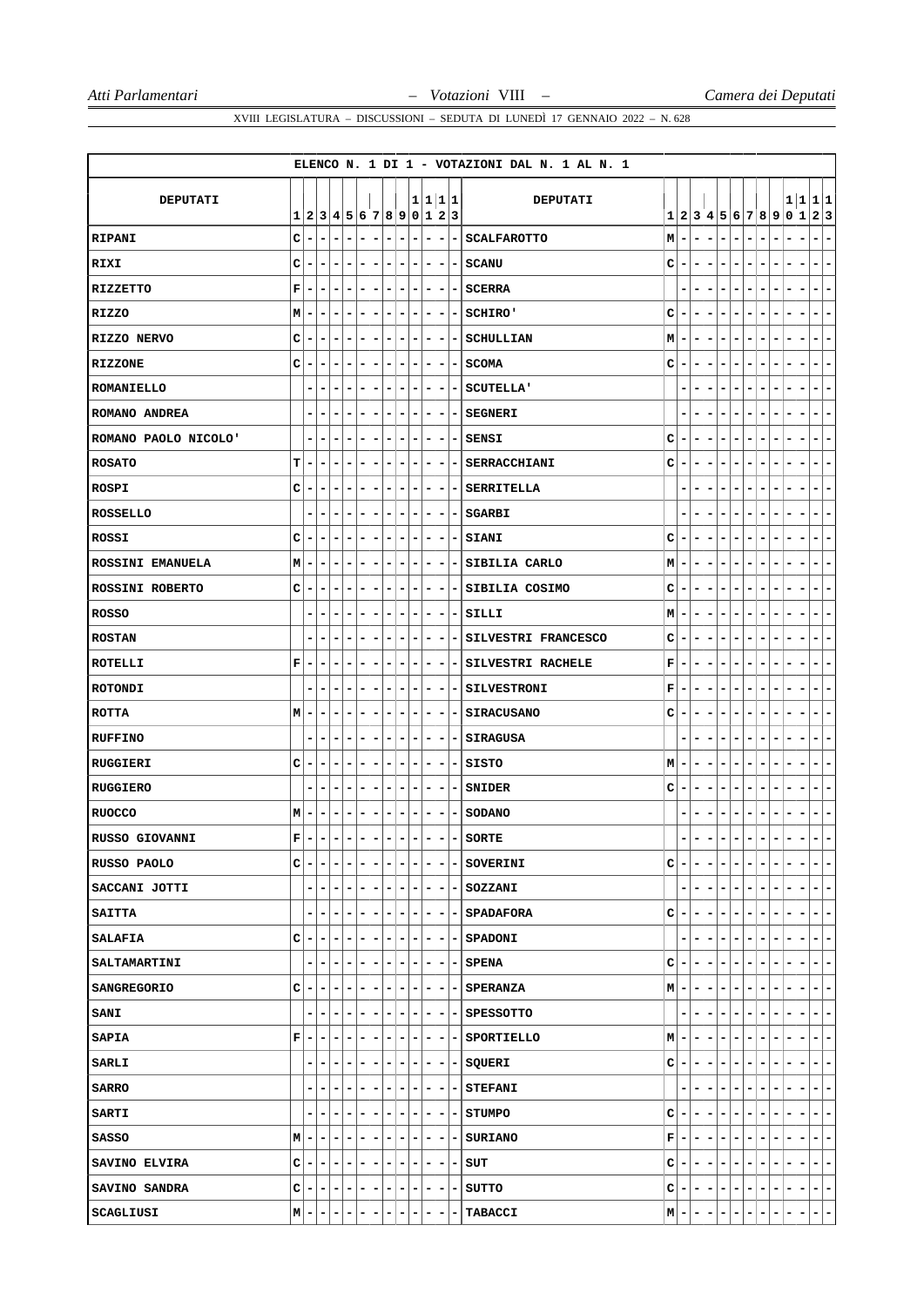ELENCO N. 1 DI 1 - VOTAZIONI DAL N. 1 AL N. 1

| DEPUTATI | 1 | 2 | 3 | 4 | 5 | 6 | 7 | 8 | 9 | 10 | 11 | 12 | 13 | DEPUTATI | 1 | 2 | 3 | 4 | 5 | 6 | 7 | 8 | 9 | 10 | 11 | 12 | 13 |
|---|---|---|---|---|---|---|---|---|---|---|---|---|---|---|---|---|---|---|---|---|---|---|---|---|---|---|---|
| RIPANI | C | - | - | - | - | - | - | - | - | - | - | - | - | SCALFAROTTO | M | - | - | - | - | - | - | - | - | - | - | - | - |
| RIXI | C | - | - | - | - | - | - | - | - | - | - | - | - | SCANU | C | - | - | - | - | - | - | - | - | - | - | - | - |
| RIZZETTO | F | - | - | - | - | - | - | - | - | - | - | - | - | SCERRA | | - | - | - | - | - | - | - | - | - | - | - | - |
| RIZZO | M | - | - | - | - | - | - | - | - | - | - | - | - | SCHIRO' | C | - | - | - | - | - | - | - | - | - | - | - | - |
| RIZZO NERVO | C | - | - | - | - | - | - | - | - | - | - | - | - | SCHULLIAN | M | - | - | - | - | - | - | - | - | - | - | - | - |
| RIZZONE | C | - | - | - | - | - | - | - | - | - | - | - | - | SCOMA | C | - | - | - | - | - | - | - | - | - | - | - | - |
| ROMANIELLO | | - | - | - | - | - | - | - | - | - | - | - | - | SCUTELLA' | | - | - | - | - | - | - | - | - | - | - | - | - |
| ROMANO ANDREA | | - | - | - | - | - | - | - | - | - | - | - | - | SEGNERI | | - | - | - | - | - | - | - | - | - | - | - | - |
| ROMANO PAOLO NICOLO' | | - | - | - | - | - | - | - | - | - | - | - | - | SENSI | C | - | - | - | - | - | - | - | - | - | - | - | - |
| ROSATO | T | - | - | - | - | - | - | - | - | - | - | - | - | SERRACCHIANI | C | - | - | - | - | - | - | - | - | - | - | - | - |
| ROSPI | C | - | - | - | - | - | - | - | - | - | - | - | - | SERRITELLA | | - | - | - | - | - | - | - | - | - | - | - | - |
| ROSSELLO | | - | - | - | - | - | - | - | - | - | - | - | - | SGARBI | | - | - | - | - | - | - | - | - | - | - | - | - |
| ROSSI | C | - | - | - | - | - | - | - | - | - | - | - | - | SIANI | C | - | - | - | - | - | - | - | - | - | - | - | - |
| ROSSINI EMANUELA | M | - | - | - | - | - | - | - | - | - | - | - | - | SIBILIA CARLO | M | - | - | - | - | - | - | - | - | - | - | - | - |
| ROSSINI ROBERTO | C | - | - | - | - | - | - | - | - | - | - | - | - | SIBILIA COSIMO | C | - | - | - | - | - | - | - | - | - | - | - | - |
| ROSSO | | - | - | - | - | - | - | - | - | - | - | - | - | SILLI | M | - | - | - | - | - | - | - | - | - | - | - | - |
| ROSTAN | | - | - | - | - | - | - | - | - | - | - | - | - | SILVESTRI FRANCESCO | C | - | - | - | - | - | - | - | - | - | - | - | - |
| ROTELLI | F | - | - | - | - | - | - | - | - | - | - | - | - | SILVESTRI RACHELE | F | - | - | - | - | - | - | - | - | - | - | - | - |
| ROTONDI | | - | - | - | - | - | - | - | - | - | - | - | - | SILVESTRONI | F | - | - | - | - | - | - | - | - | - | - | - | - |
| ROTTA | M | - | - | - | - | - | - | - | - | - | - | - | - | SIRACUSANO | C | - | - | - | - | - | - | - | - | - | - | - | - |
| RUFFINO | | - | - | - | - | - | - | - | - | - | - | - | - | SIRAGUSA | | - | - | - | - | - | - | - | - | - | - | - | - |
| RUGGIERI | C | - | - | - | - | - | - | - | - | - | - | - | - | SISTO | M | - | - | - | - | - | - | - | - | - | - | - | - |
| RUGGIERO | | - | - | - | - | - | - | - | - | - | - | - | - | SNIDER | C | - | - | - | - | - | - | - | - | - | - | - | - |
| RUOCCO | M | - | - | - | - | - | - | - | - | - | - | - | - | SODANO | | - | - | - | - | - | - | - | - | - | - | - | - |
| RUSSO GIOVANNI | F | - | - | - | - | - | - | - | - | - | - | - | - | SORTE | | - | - | - | - | - | - | - | - | - | - | - | - |
| RUSSO PAOLO | C | - | - | - | - | - | - | - | - | - | - | - | - | SOVERINI | C | - | - | - | - | - | - | - | - | - | - | - | - |
| SACCANI JOTTI | | - | - | - | - | - | - | - | - | - | - | - | - | SOZZANI | | - | - | - | - | - | - | - | - | - | - | - | - |
| SAITTA | | - | - | - | - | - | - | - | - | - | - | - | - | SPADAFORA | C | - | - | - | - | - | - | - | - | - | - | - | - |
| SALAFIA | C | - | - | - | - | - | - | - | - | - | - | - | - | SPADONI | | - | - | - | - | - | - | - | - | - | - | - | - |
| SALTAMARTINI | | - | - | - | - | - | - | - | - | - | - | - | - | SPENA | C | - | - | - | - | - | - | - | - | - | - | - | - |
| SANGREGORIO | C | - | - | - | - | - | - | - | - | - | - | - | - | SPERANZA | M | - | - | - | - | - | - | - | - | - | - | - | - |
| SANI | | - | - | - | - | - | - | - | - | - | - | - | - | SPESSOTTO | | - | - | - | - | - | - | - | - | - | - | - | - |
| SAPIA | F | - | - | - | - | - | - | - | - | - | - | - | - | SPORTIELLO | M | - | - | - | - | - | - | - | - | - | - | - | - |
| SARLI | | - | - | - | - | - | - | - | - | - | - | - | - | SQUERI | C | - | - | - | - | - | - | - | - | - | - | - | - |
| SARRO | | - | - | - | - | - | - | - | - | - | - | - | - | STEFANI | | - | - | - | - | - | - | - | - | - | - | - | - |
| SARTI | | - | - | - | - | - | - | - | - | - | - | - | - | STUMPO | C | - | - | - | - | - | - | - | - | - | - | - | - |
| SASSO | M | - | - | - | - | - | - | - | - | - | - | - | - | SURIANO | F | - | - | - | - | - | - | - | - | - | - | - | - |
| SAVINO ELVIRA | C | - | - | - | - | - | - | - | - | - | - | - | - | SUT | C | - | - | - | - | - | - | - | - | - | - | - | - |
| SAVINO SANDRA | C | - | - | - | - | - | - | - | - | - | - | - | - | SUTTO | C | - | - | - | - | - | - | - | - | - | - | - | - |
| SCAGLIUSI | M | - | - | - | - | - | - | - | - | - | - | - | - | TABACCI | M | - | - | - | - | - | - | - | - | - | - | - | - |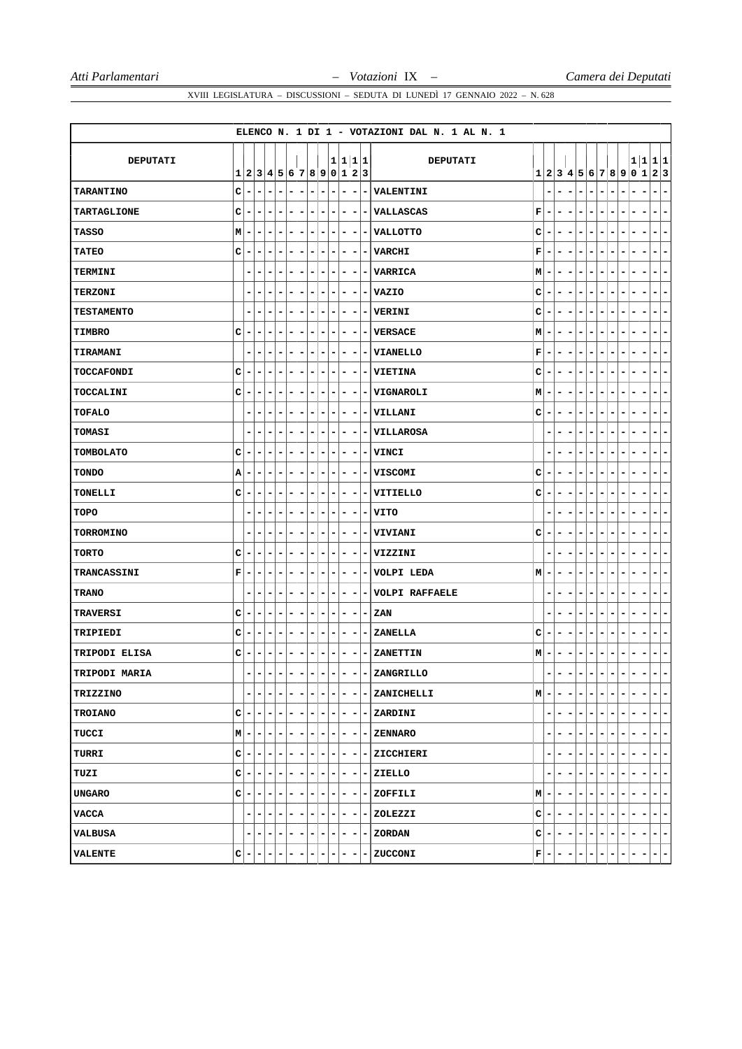| ELENCO N. 1 DI 1 - VOTAZIONI DAL N. 1 AL N. 1 | | | | | | | | | | | | | | | | | | | | | | | | | | | |
|---|---|---|---|---|---|---|---|---|---|---|---|---|---|---|---|---|---|---|---|---|---|---|---|---|---|---|---|
| DEPUTATI | 1 | 2 | 3 | 4 | 5 | 6 | 7 | 8 | 9 | 10 | 11 | 12 | 13 | DEPUTATI | 1 | 2 | 3 | 4 | 5 | 6 | 7 | 8 | 9 | 10 | 11 | 12 | 13 |
| TARANTINO | C | - | - | - | - | - | - | - | - | - | - | - | - | VALENTINI | | - | - | - | - | - | - | - | - | - | - | - | - |
| TARTAGLIONE | C | - | - | - | - | - | - | - | - | - | - | - | - | VALLASCAS | F | - | - | - | - | - | - | - | - | - | - | - | - |
| TASSO | M | - | - | - | - | - | - | - | - | - | - | - | - | VALLOTTO | C | - | - | - | - | - | - | - | - | - | - | - | - |
| TATEO | C | - | - | - | - | - | - | - | - | - | - | - | - | VARCHI | F | - | - | - | - | - | - | - | - | - | - | - | - |
| TERMINI | | - | - | - | - | - | - | - | - | - | - | - | - | VARRICA | M | - | - | - | - | - | - | - | - | - | - | - | - |
| TERZONI | | - | - | - | - | - | - | - | - | - | - | - | - | VAZIO | C | - | - | - | - | - | - | - | - | - | - | - | - |
| TESTAMENTO | | - | - | - | - | - | - | - | - | - | - | - | - | VERINI | C | - | - | - | - | - | - | - | - | - | - | - | - |
| TIMBRO | C | - | - | - | - | - | - | - | - | - | - | - | - | VERSACE | M | - | - | - | - | - | - | - | - | - | - | - | - |
| TIRAMANI | | - | - | - | - | - | - | - | - | - | - | - | - | VIANELLO | F | - | - | - | - | - | - | - | - | - | - | - | - |
| TOCCAFONDI | C | - | - | - | - | - | - | - | - | - | - | - | - | VIETINA | C | - | - | - | - | - | - | - | - | - | - | - | - |
| TOCCALINI | C | - | - | - | - | - | - | - | - | - | - | - | - | VIGNAROLI | M | - | - | - | - | - | - | - | - | - | - | - | - |
| TOFALO | | - | - | - | - | - | - | - | - | - | - | - | - | VILLANI | C | - | - | - | - | - | - | - | - | - | - | - | - |
| TOMASI | | - | - | - | - | - | - | - | - | - | - | - | - | VILLAROSA | | - | - | - | - | - | - | - | - | - | - | - | - |
| TOMBOLATO | C | - | - | - | - | - | - | - | - | - | - | - | - | VINCI | | - | - | - | - | - | - | - | - | - | - | - | - |
| TONDO | A | - | - | - | - | - | - | - | - | - | - | - | - | VISCOMI | C | - | - | - | - | - | - | - | - | - | - | - | - |
| TONELLI | C | - | - | - | - | - | - | - | - | - | - | - | - | VITIELLO | C | - | - | - | - | - | - | - | - | - | - | - | - |
| TOPO | | - | - | - | - | - | - | - | - | - | - | - | - | VITO | | - | - | - | - | - | - | - | - | - | - | - | - |
| TORROMINO | | - | - | - | - | - | - | - | - | - | - | - | - | VIVIANI | C | - | - | - | - | - | - | - | - | - | - | - | - |
| TORTO | C | - | - | - | - | - | - | - | - | - | - | - | - | VIZZINI | | - | - | - | - | - | - | - | - | - | - | - | - |
| TRANCASSINI | F | - | - | - | - | - | - | - | - | - | - | - | - | VOLPI LEDA | M | - | - | - | - | - | - | - | - | - | - | - | - |
| TRANO | | - | - | - | - | - | - | - | - | - | - | - | - | VOLPI RAFFAELE | | - | - | - | - | - | - | - | - | - | - | - | - |
| TRAVERSI | C | - | - | - | - | - | - | - | - | - | - | - | - | ZAN | | - | - | - | - | - | - | - | - | - | - | - | - |
| TRIPIEDI | C | - | - | - | - | - | - | - | - | - | - | - | - | ZANELLA | C | - | - | - | - | - | - | - | - | - | - | - | - |
| TRIPODI ELISA | C | - | - | - | - | - | - | - | - | - | - | - | - | ZANETTIN | M | - | - | - | - | - | - | - | - | - | - | - | - |
| TRIPODI MARIA | | - | - | - | - | - | - | - | - | - | - | - | - | ZANGRILLO | | - | - | - | - | - | - | - | - | - | - | - | - |
| TRIZZINO | | - | - | - | - | - | - | - | - | - | - | - | - | ZANICHELLI | M | - | - | - | - | - | - | - | - | - | - | - | - |
| TROIANO | C | - | - | - | - | - | - | - | - | - | - | - | - | ZARDINI | | - | - | - | - | - | - | - | - | - | - | - | - |
| TUCCI | M | - | - | - | - | - | - | - | - | - | - | - | - | ZENNARO | | - | - | - | - | - | - | - | - | - | - | - | - |
| TURRI | C | - | - | - | - | - | - | - | - | - | - | - | - | ZICCHIERI | | - | - | - | - | - | - | - | - | - | - | - | - |
| TUZI | C | - | - | - | - | - | - | - | - | - | - | - | - | ZIELLO | | - | - | - | - | - | - | - | - | - | - | - | - |
| UNGARO | C | - | - | - | - | - | - | - | - | - | - | - | - | ZOFFILI | M | - | - | - | - | - | - | - | - | - | - | - | - |
| VACCA | | - | - | - | - | - | - | - | - | - | - | - | - | ZOLEZZI | C | - | - | - | - | - | - | - | - | - | - | - | - |
| VALBUSA | | - | - | - | - | - | - | - | - | - | - | - | - | ZORDAN | C | - | - | - | - | - | - | - | - | - | - | - | - |
| VALENTE | C | - | - | - | - | - | - | - | - | - | - | - | - | ZUCCONI | F | - | - | - | - | - | - | - | - | - | - | - | - |